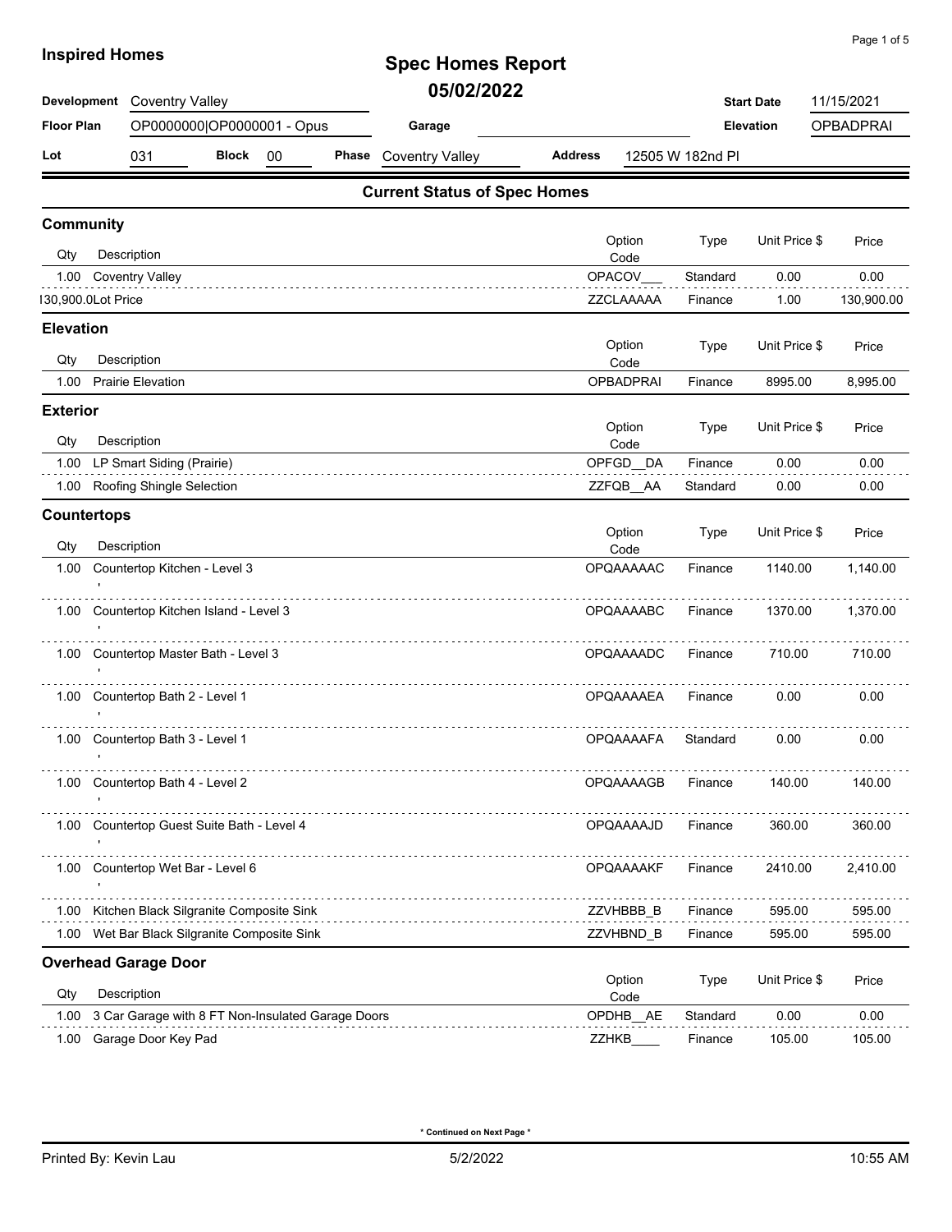**Inspired Homes**

# Spec Homes Report

## 05/02/2022

| | | | | | |
|---|---|---|---|---|---|
| **Development** | Coventry Valley | | | **Start Date** | 11/15/2021 |
| **Floor Plan** | OP0000000\|OP0000001 - Opus | **Garage** | | **Elevation** | OPBADPRAI |
| **Lot** | 031 | **Block** 00 | **Phase** Coventry Valley | **Address** | 12505 W 182nd Pl |

## Current Status of Spec Homes

### Community

| Qty | Description | Option Code | Type | Unit Price $ | Price |
|---|---|---|---|---|---|
| 1.00 | Coventry Valley | OPACOV___ | Standard | 0.00 | 0.00 |
| 130,900.0 | Lot Price | ZZCLAAAAA | Finance | 1.00 | 130,900.00 |

### Elevation

| Qty | Description | Option Code | Type | Unit Price $ | Price |
|---|---|---|---|---|---|
| 1.00 | Prairie Elevation | OPBADPRAI | Finance | 8995.00 | 8,995.00 |

### Exterior

| Qty | Description | Option Code | Type | Unit Price $ | Price |
|---|---|---|---|---|---|
| 1.00 | LP Smart Siding (Prairie) | OPFGD__DA | Finance | 0.00 | 0.00 |
| 1.00 | Roofing Shingle Selection | ZZFQB__AA | Standard | 0.00 | 0.00 |

### Countertops

| Qty | Description | Option Code | Type | Unit Price $ | Price |
|---|---|---|---|---|---|
| 1.00 | Countertop Kitchen - Level 3 ' | OPQAAAAAC | Finance | 1140.00 | 1,140.00 |
| 1.00 | Countertop Kitchen Island - Level 3 ' | OPQAAAABC | Finance | 1370.00 | 1,370.00 |
| 1.00 | Countertop Master Bath - Level 3 ' | OPQAAAADC | Finance | 710.00 | 710.00 |
| 1.00 | Countertop Bath 2 - Level 1 ' | OPQAAAAEA | Finance | 0.00 | 0.00 |
| 1.00 | Countertop Bath 3 - Level 1 ' | OPQAAAAFA | Standard | 0.00 | 0.00 |
| 1.00 | Countertop Bath 4 - Level 2 ' | OPQAAAAGB | Finance | 140.00 | 140.00 |
| 1.00 | Countertop Guest Suite Bath - Level 4 ' | OPQAAAAJD | Finance | 360.00 | 360.00 |
| 1.00 | Countertop Wet Bar - Level 6 ' | OPQAAAAKF | Finance | 2410.00 | 2,410.00 |
| 1.00 | Kitchen Black Silgranite Composite Sink | ZZVHBBB_B | Finance | 595.00 | 595.00 |
| 1.00 | Wet Bar Black Silgranite Composite Sink | ZZVHBND_B | Finance | 595.00 | 595.00 |

### Overhead Garage Door

| Qty | Description | Option Code | Type | Unit Price $ | Price |
|---|---|---|---|---|---|
| 1.00 | 3 Car Garage with 8 FT Non-Insulated Garage Doors | OPDHB__AE | Standard | 0.00 | 0.00 |
| 1.00 | Garage Door Key Pad | ZZHKB____ | Finance | 105.00 | 105.00 |

\* Continued on Next Page \*

Printed By: Kevin Lau | 5/2/2022 | 10:55 AM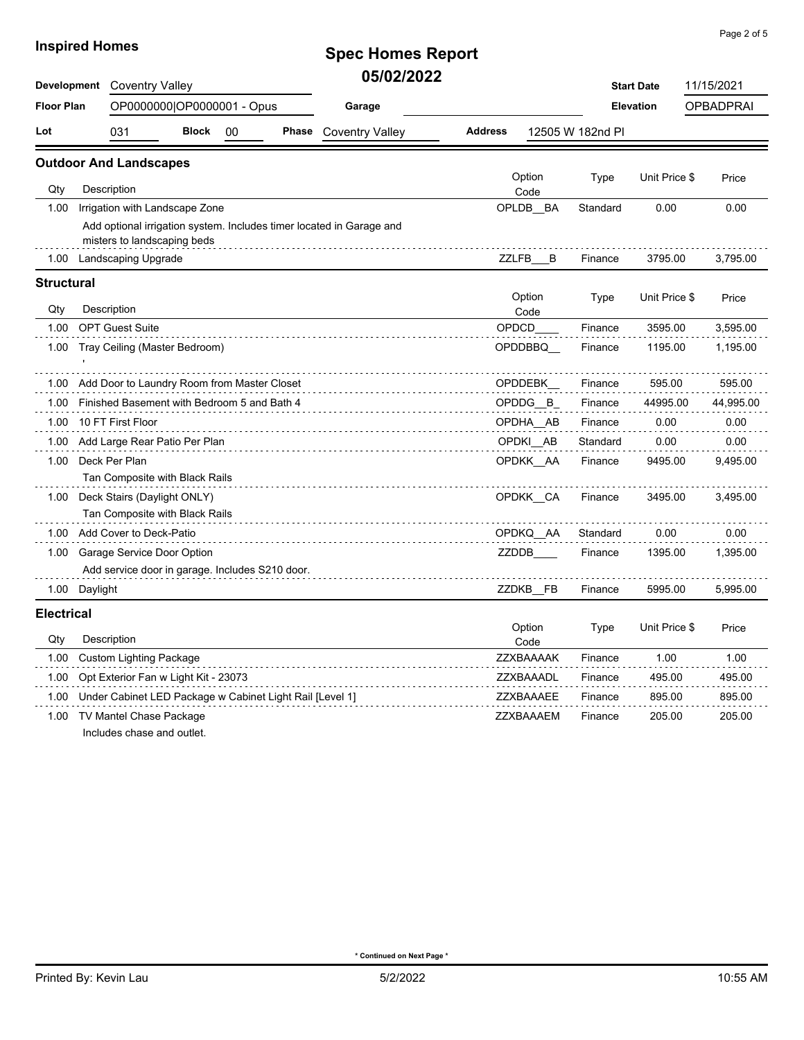**Inspired Homes**

# Spec Homes Report
## 05/02/2022

| Development | Coventry Valley | | | | Start Date | 11/15/2021 |
|---|---|---|---|---|---|---|
| Floor Plan | OP0000000\|OP0000001 - Opus | Garage | | | Elevation | OPBADPRAI |
| Lot | 031 | Block 00 | Phase | Coventry Valley | Address | 12505 W 182nd Pl |

### Outdoor And Landscapes

| Qty | Description | Option Code | Type | Unit Price $ | Price |
|---|---|---|---|---|---|
| 1.00 | Irrigation with Landscape Zone<br>Add optional irrigation system. Includes timer located in Garage and misters to landscaping beds | OPLDB__BA | Standard | 0.00 | 0.00 |
| 1.00 | Landscaping Upgrade | ZZLFB___B | Finance | 3795.00 | 3,795.00 |

### Structural

| Qty | Description | Option Code | Type | Unit Price $ | Price |
|---|---|---|---|---|---|
| 1.00 | OPT Guest Suite | OPDCD____ | Finance | 3595.00 | 3,595.00 |
| 1.00 | Tray Ceiling (Master Bedroom)<br>' | OPDDBBQ__ | Finance | 1195.00 | 1,195.00 |
| 1.00 | Add Door to Laundry Room from Master Closet | OPDDEBK__ | Finance | 595.00 | 595.00 |
| 1.00 | Finished Basement with Bedroom 5 and Bath 4 | OPDDG__B_ | Finance | 44995.00 | 44,995.00 |
| 1.00 | 10 FT First Floor | OPDHA__AB | Finance | 0.00 | 0.00 |
| 1.00 | Add Large Rear Patio Per Plan | OPDKI__AB | Standard | 0.00 | 0.00 |
| 1.00 | Deck Per Plan<br>Tan Composite with Black Rails | OPDKK__AA | Finance | 9495.00 | 9,495.00 |
| 1.00 | Deck Stairs (Daylight ONLY)<br>Tan Composite with Black Rails | OPDKK__CA | Finance | 3495.00 | 3,495.00 |
| 1.00 | Add Cover to Deck-Patio | OPDKQ__AA | Standard | 0.00 | 0.00 |
| 1.00 | Garage Service Door Option<br>Add service door in garage. Includes S210 door. | ZZDDB____ | Finance | 1395.00 | 1,395.00 |
| 1.00 | Daylight | ZZDKB__FB | Finance | 5995.00 | 5,995.00 |

### Electrical

| Qty | Description | Option Code | Type | Unit Price $ | Price |
|---|---|---|---|---|---|
| 1.00 | Custom Lighting Package | ZZXBAAAAK | Finance | 1.00 | 1.00 |
| 1.00 | Opt Exterior Fan w Light Kit - 23073 | ZZXBAAADL | Finance | 495.00 | 495.00 |
| 1.00 | Under Cabinet LED Package w Cabinet Light Rail [Level 1] | ZZXBAAAEE | Finance | 895.00 | 895.00 |
| 1.00 | TV Mantel Chase Package<br>Includes chase and outlet. | ZZXBAAAEM | Finance | 205.00 | 205.00 |

\* Continued on Next Page \*

Printed By: Kevin Lau 5/2/2022 10:55 AM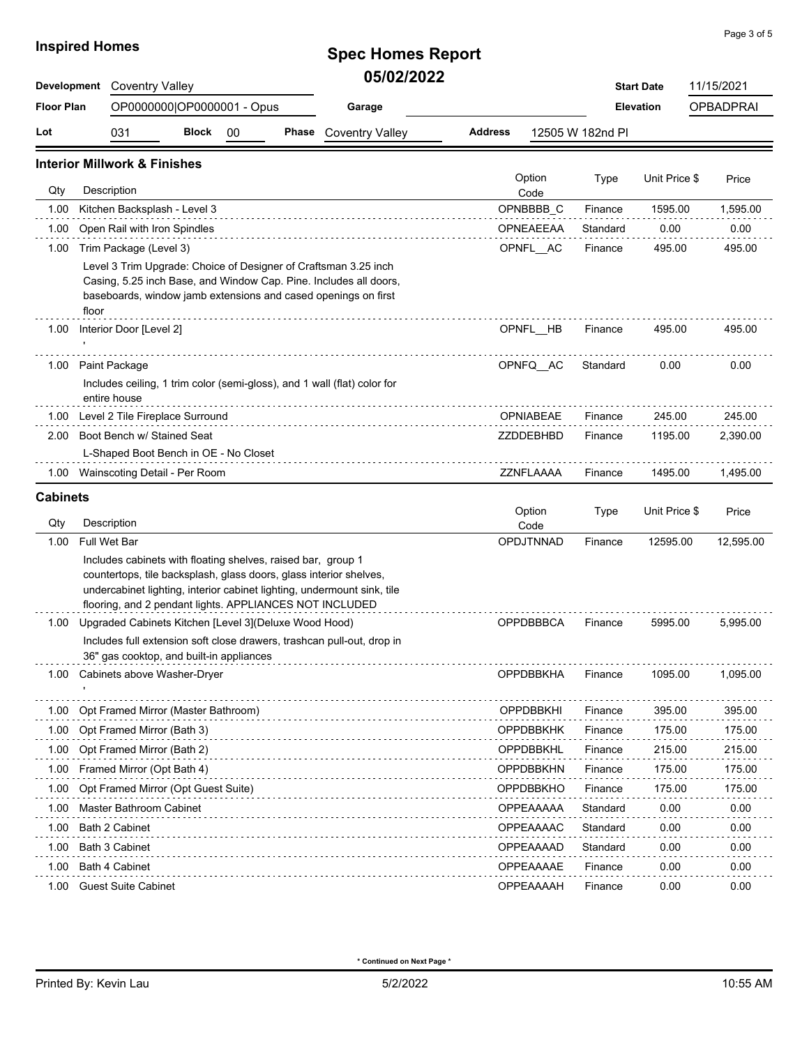**Inspired Homes**

# Spec Homes Report

## 05/02/2022

| Development | Coventry Valley | | Start Date | 11/15/2021 |
|---|---|---|---|---|
| Floor Plan | OP0000000\|OP0000001 - Opus | Garage | Elevation | OPBADPRAI |
| Lot | 031 | Block 00 | Phase Coventry Valley | Address 12505 W 182nd Pl |

### Interior Millwork & Finishes

| Qty | Description | Option Code | Type | Unit Price $ | Price |
|---|---|---|---|---|---|
| 1.00 | Kitchen Backsplash - Level 3 | OPNBBBB_C | Finance | 1595.00 | 1,595.00 |
| 1.00 | Open Rail with Iron Spindles | OPNEAEEAA | Standard | 0.00 | 0.00 |
| 1.00 | Trim Package (Level 3)<br>Level 3 Trim Upgrade: Choice of Designer of Craftsman 3.25 inch Casing, 5.25 inch Base, and Window Cap. Pine. Includes all doors, baseboards, window jamb extensions and cased openings on first floor | OPNFL__AC | Finance | 495.00 | 495.00 |
| 1.00 | Interior Door [Level 2]<br>' | OPNFL__HB | Finance | 495.00 | 495.00 |
| 1.00 | Paint Package<br>Includes ceiling, 1 trim color (semi-gloss), and 1 wall (flat) color for entire house | OPNFQ__AC | Standard | 0.00 | 0.00 |
| 1.00 | Level 2 Tile Fireplace Surround | OPNIABEAE | Finance | 245.00 | 245.00 |
| 2.00 | Boot Bench w/ Stained Seat<br>L-Shaped Boot Bench in OE - No Closet | ZZDDEBHBD | Finance | 1195.00 | 2,390.00 |
| 1.00 | Wainscoting Detail - Per Room | ZZNFLAAAA | Finance | 1495.00 | 1,495.00 |

### Cabinets

| Qty | Description | Option Code | Type | Unit Price $ | Price |
|---|---|---|---|---|---|
| 1.00 | Full Wet Bar<br>Includes cabinets with floating shelves, raised bar, group 1 countertops, tile backsplash, glass doors, glass interior shelves, undercabinet lighting, interior cabinet lighting, undermount sink, tile flooring, and 2 pendant lights. APPLIANCES NOT INCLUDED | OPDJTNNAD | Finance | 12595.00 | 12,595.00 |
| 1.00 | Upgraded Cabinets Kitchen [Level 3](Deluxe Wood Hood)<br>Includes full extension soft close drawers, trashcan pull-out, drop in 36" gas cooktop, and built-in appliances | OPPDBBBCA | Finance | 5995.00 | 5,995.00 |
| 1.00 | Cabinets above Washer-Dryer<br>' | OPPDBBKHA | Finance | 1095.00 | 1,095.00 |
| 1.00 | Opt Framed Mirror (Master Bathroom) | OPPDBBKHI | Finance | 395.00 | 395.00 |
| 1.00 | Opt Framed Mirror (Bath 3) | OPPDBBKHK | Finance | 175.00 | 175.00 |
| 1.00 | Opt Framed Mirror (Bath 2) | OPPDBBKHL | Finance | 215.00 | 215.00 |
| 1.00 | Framed Mirror (Opt Bath 4) | OPPDBBKHN | Finance | 175.00 | 175.00 |
| 1.00 | Opt Framed Mirror (Opt Guest Suite) | OPPDBBKHO | Finance | 175.00 | 175.00 |
| 1.00 | Master Bathroom Cabinet | OPPEAAAAA | Standard | 0.00 | 0.00 |
| 1.00 | Bath 2 Cabinet | OPPEAAAAC | Standard | 0.00 | 0.00 |
| 1.00 | Bath 3 Cabinet | OPPEAAAAD | Standard | 0.00 | 0.00 |
| 1.00 | Bath 4 Cabinet | OPPEAAAAE | Finance | 0.00 | 0.00 |
| 1.00 | Guest Suite Cabinet | OPPEAAAAH | Finance | 0.00 | 0.00 |

**\* Continued on Next Page \***

Printed By: Kevin Lau 5/2/2022 10:55 AM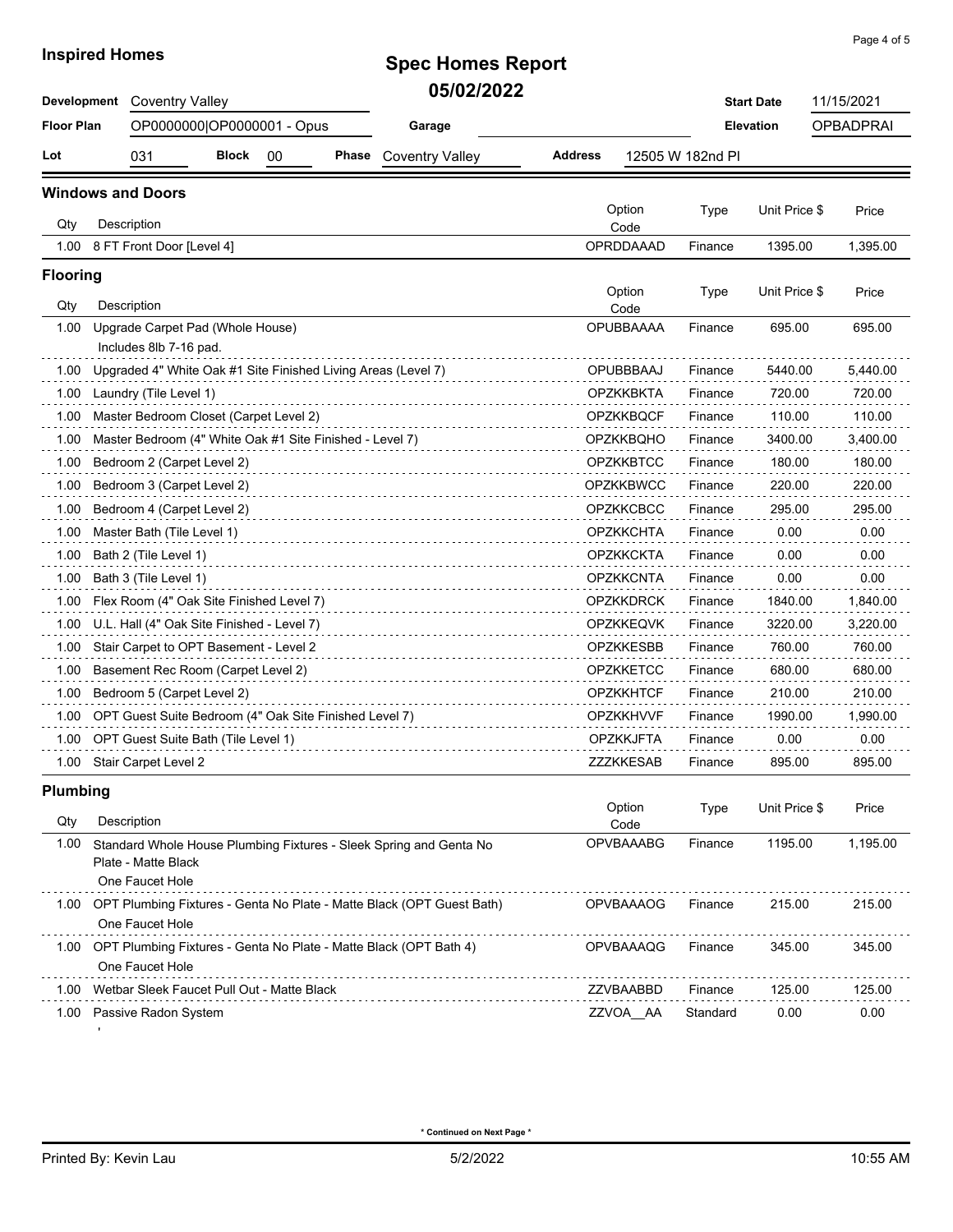**Inspired Homes**

# Spec Homes Report

## 05/02/2022

| | | | | | |
|---|---|---|---|---|---|
| **Development** | Coventry Valley | | | **Start Date** | 11/15/2021 |
| **Floor Plan** | OP0000000\|OP0000001 - Opus | **Garage** | | **Elevation** | OPBADPRAI |
| **Lot** | 031 | **Block** 00 | **Phase** Coventry Valley | **Address** | 12505 W 182nd Pl |

### Windows and Doors

| Qty | Description | Option Code | Type | Unit Price $ | Price |
|---|---|---|---|---|---|
| 1.00 | 8 FT Front Door [Level 4] | OPRDDAAAD | Finance | 1395.00 | 1,395.00 |

### Flooring

| Qty | Description | Option Code | Type | Unit Price $ | Price |
|---|---|---|---|---|---|
| 1.00 | Upgrade Carpet Pad (Whole House)<br>Includes 8lb 7-16 pad. | OPUBBAAAA | Finance | 695.00 | 695.00 |
| 1.00 | Upgraded 4" White Oak #1 Site Finished Living Areas (Level 7) | OPUBBBAAJ | Finance | 5440.00 | 5,440.00 |
| 1.00 | Laundry (Tile Level 1) | OPZKKBKTA | Finance | 720.00 | 720.00 |
| 1.00 | Master Bedroom Closet (Carpet Level 2) | OPZKKBQCF | Finance | 110.00 | 110.00 |
| 1.00 | Master Bedroom (4" White Oak #1 Site Finished - Level 7) | OPZKKBQHO | Finance | 3400.00 | 3,400.00 |
| 1.00 | Bedroom 2 (Carpet Level 2) | OPZKKBTCC | Finance | 180.00 | 180.00 |
| 1.00 | Bedroom 3 (Carpet Level 2) | OPZKKBWCC | Finance | 220.00 | 220.00 |
| 1.00 | Bedroom 4 (Carpet Level 2) | OPZKKCBCC | Finance | 295.00 | 295.00 |
| 1.00 | Master Bath (Tile Level 1) | OPZKKCHTA | Finance | 0.00 | 0.00 |
| 1.00 | Bath 2 (Tile Level 1) | OPZKKCKTA | Finance | 0.00 | 0.00 |
| 1.00 | Bath 3 (Tile Level 1) | OPZKKCNTA | Finance | 0.00 | 0.00 |
| 1.00 | Flex Room (4" Oak Site Finished Level 7) | OPZKKDRCK | Finance | 1840.00 | 1,840.00 |
| 1.00 | U.L. Hall (4" Oak Site Finished - Level 7) | OPZKKEQVK | Finance | 3220.00 | 3,220.00 |
| 1.00 | Stair Carpet to OPT Basement - Level 2 | OPZKKESBB | Finance | 760.00 | 760.00 |
| 1.00 | Basement Rec Room (Carpet Level 2) | OPZKKETCC | Finance | 680.00 | 680.00 |
| 1.00 | Bedroom 5 (Carpet Level 2) | OPZKKHTCF | Finance | 210.00 | 210.00 |
| 1.00 | OPT Guest Suite Bedroom (4" Oak Site Finished Level 7) | OPZKKHVVF | Finance | 1990.00 | 1,990.00 |
| 1.00 | OPT Guest Suite Bath (Tile Level 1) | OPZKKJFTA | Finance | 0.00 | 0.00 |
| 1.00 | Stair Carpet Level 2 | ZZZKKESAB | Finance | 895.00 | 895.00 |

### Plumbing

| Qty | Description | Option Code | Type | Unit Price $ | Price |
|---|---|---|---|---|---|
| 1.00 | Standard Whole House Plumbing Fixtures - Sleek Spring and Genta No Plate - Matte Black<br>One Faucet Hole | OPVBAAABG | Finance | 1195.00 | 1,195.00 |
| 1.00 | OPT Plumbing Fixtures - Genta No Plate - Matte Black (OPT Guest Bath)<br>One Faucet Hole | OPVBAAAOG | Finance | 215.00 | 215.00 |
| 1.00 | OPT Plumbing Fixtures - Genta No Plate - Matte Black (OPT Bath 4)<br>One Faucet Hole | OPVBAAAQG | Finance | 345.00 | 345.00 |
| 1.00 | Wetbar Sleek Faucet Pull Out - Matte Black | ZZVBAABBD | Finance | 125.00 | 125.00 |
| 1.00 | Passive Radon System<br>' | ZZVOA__AA | Standard | 0.00 | 0.00 |

**\* Continued on Next Page \***

Printed By: Kevin Lau 5/2/2022 10:55 AM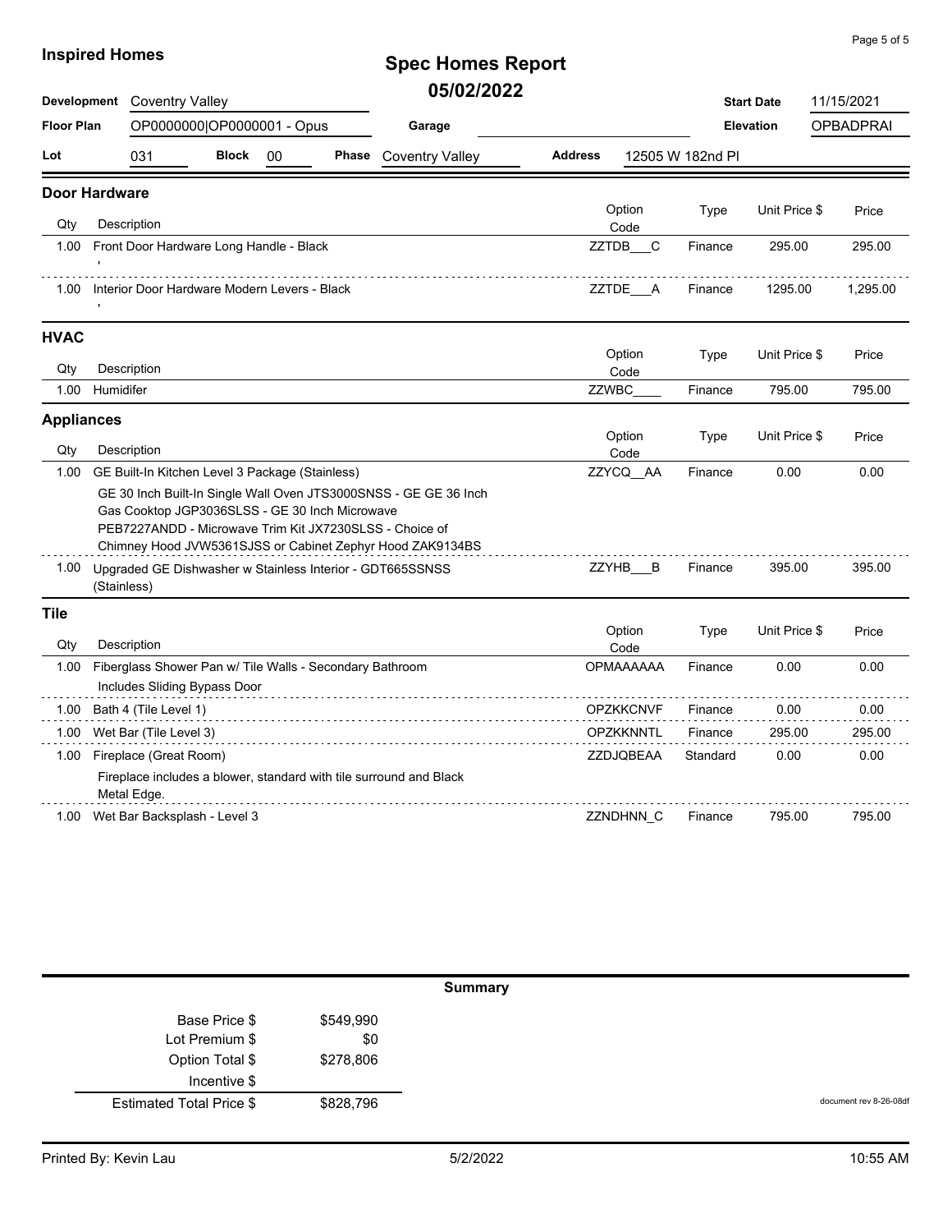**Inspired Homes**

# Spec Homes Report

## 05/02/2022

| | | | | | |
|---|---|---|---|---|---|
| **Development** | Coventry Valley | | | **Start Date** | 11/15/2021 |
| **Floor Plan** | OP0000000\|OP0000001 - Opus | **Garage** | | **Elevation** | OPBADPRAI |
| **Lot** | 031 | **Block** 00 | **Phase** Coventry Valley | **Address** | 12505 W 182nd Pl |

### Door Hardware

| Qty | Description | Option Code | Type | Unit Price $ | Price |
|---|---|---|---|---|---|
| 1.00 | Front Door Hardware Long Handle - Black<br>' | ZZTDB___C | Finance | 295.00 | 295.00 |
| 1.00 | Interior Door Hardware Modern Levers - Black<br>' | ZZTDE___A | Finance | 1295.00 | 1,295.00 |

### HVAC

| Qty | Description | Option Code | Type | Unit Price $ | Price |
|---|---|---|---|---|---|
| 1.00 | Humidifer | ZZWBC____ | Finance | 795.00 | 795.00 |

### Appliances

| Qty | Description | Option Code | Type | Unit Price $ | Price |
|---|---|---|---|---|---|
| 1.00 | GE Built-In Kitchen Level 3 Package (Stainless)<br>GE 30 Inch Built-In Single Wall Oven JTS3000SNSS - GE GE 36 Inch Gas Cooktop JGP3036SLSS - GE 30 Inch Microwave PEB7227ANDD - Microwave Trim Kit JX7230SLSS - Choice of Chimney Hood JVW5361SJSS or Cabinet Zephyr Hood ZAK9134BS | ZZYCQ__AA | Finance | 0.00 | 0.00 |
| 1.00 | Upgraded GE Dishwasher w Stainless Interior - GDT665SSNSS (Stainless) | ZZYHB___B | Finance | 395.00 | 395.00 |

### Tile

| Qty | Description | Option Code | Type | Unit Price $ | Price |
|---|---|---|---|---|---|
| 1.00 | Fiberglass Shower Pan w/ Tile Walls - Secondary Bathroom<br>Includes Sliding Bypass Door | OPMAAAAAA | Finance | 0.00 | 0.00 |
| 1.00 | Bath 4 (Tile Level 1) | OPZKKCNVF | Finance | 0.00 | 0.00 |
| 1.00 | Wet Bar (Tile Level 3) | OPZKKNNTL | Finance | 295.00 | 295.00 |
| 1.00 | Fireplace (Great Room)<br>Fireplace includes a blower, standard with tile surround and Black Metal Edge. | ZZDJQBEAA | Standard | 0.00 | 0.00 |
| 1.00 | Wet Bar Backsplash - Level 3 | ZZNDHNN_C | Finance | 795.00 | 795.00 |

### Summary

| | |
|---|---|
| Base Price $ | $549,990 |
| Lot Premium $ | $0 |
| Option Total $ | $278,806 |
| Incentive $ | |
| Estimated Total Price $ | $828,796 |

document rev 8-26-08df

Printed By: Kevin Lau 5/2/2022 10:55 AM